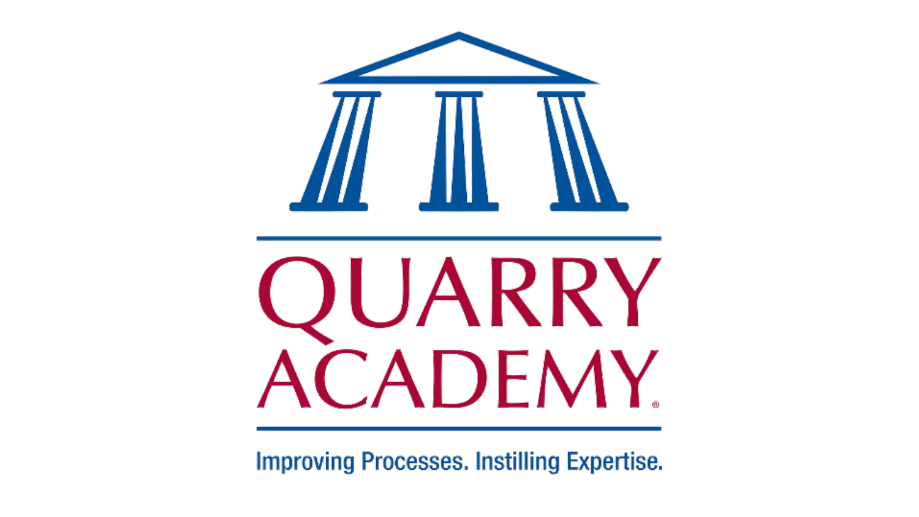# QUARRY ACADEMY®

Improving Processes. Instilling Expertise.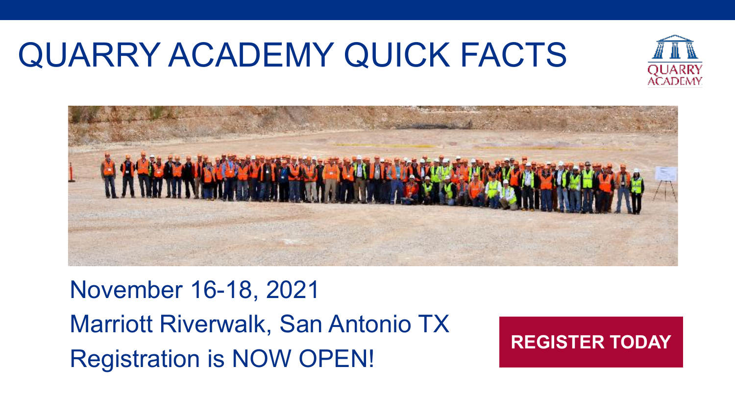# QUARRY ACADEMY QUICK FACTS

QUARRY ACADEMY

November 16-18, 2021

Marriott Riverwalk, San Antonio TX

Registration is NOW OPEN!

**REGISTER TODAY**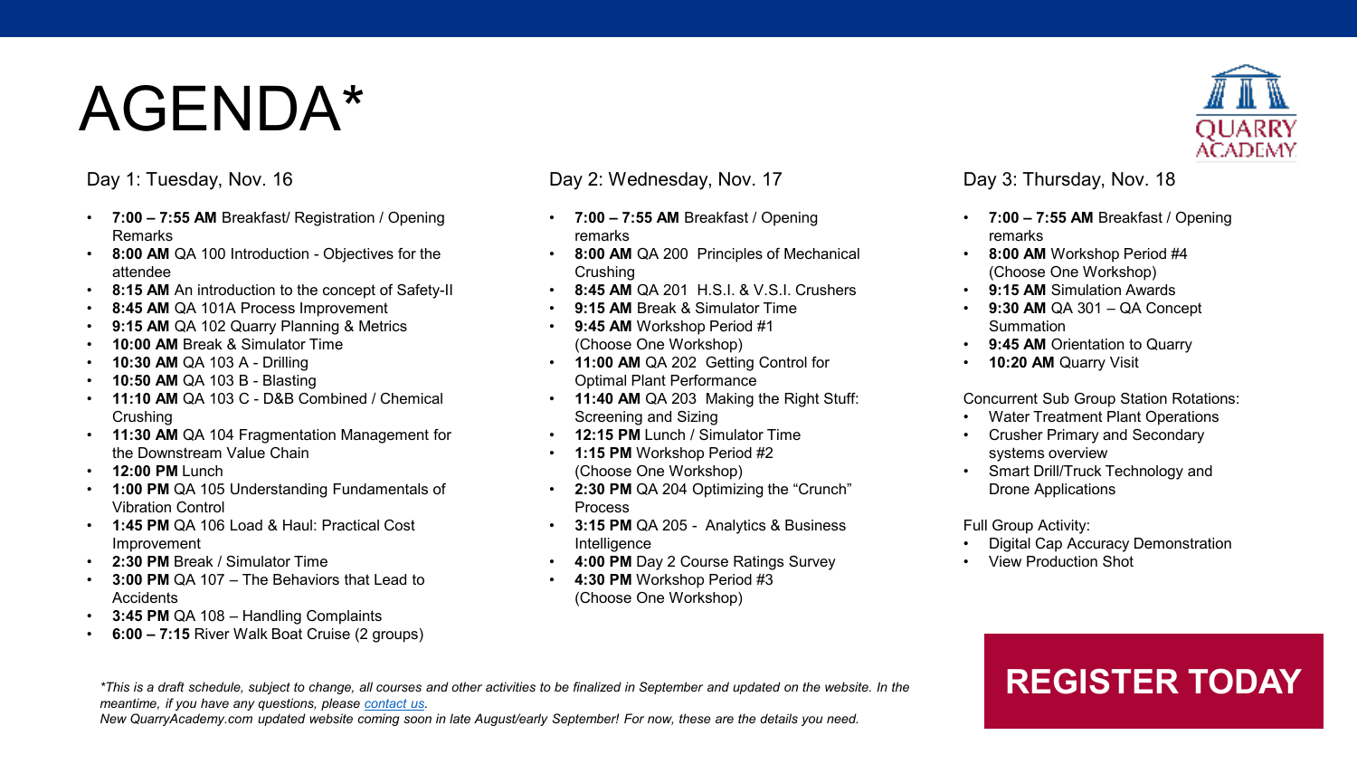# AGENDA*

## Day 1: Tuesday, Nov. 16

- **7:00 – 7:55 AM** Breakfast/ Registration / Opening Remarks
- **8:00 AM** QA 100 Introduction - Objectives for the attendee
- **8:15 AM** An introduction to the concept of Safety-II
- **8:45 AM** QA 101A Process Improvement
- **9:15 AM** QA 102 Quarry Planning & Metrics
- **10:00 AM** Break & Simulator Time
- **10:30 AM** QA 103 A - Drilling
- **10:50 AM** QA 103 B - Blasting
- **11:10 AM** QA 103 C - D&B Combined / Chemical Crushing
- **11:30 AM** QA 104 Fragmentation Management for the Downstream Value Chain
- **12:00 PM** Lunch
- **1:00 PM** QA 105 Understanding Fundamentals of Vibration Control
- **1:45 PM** QA 106 Load & Haul: Practical Cost Improvement
- **2:30 PM** Break / Simulator Time
- **3:00 PM** QA 107 – The Behaviors that Lead to Accidents
- **3:45 PM** QA 108 – Handling Complaints
- **6:00 – 7:15** River Walk Boat Cruise (2 groups)

## Day 2: Wednesday, Nov. 17

- **7:00 – 7:55 AM** Breakfast / Opening remarks
- **8:00 AM** QA 200 Principles of Mechanical Crushing
- **8:45 AM** QA 201 H.S.I. & V.S.I. Crushers
- **9:15 AM** Break & Simulator Time
- **9:45 AM** Workshop Period #1 (Choose One Workshop)
- **11:00 AM** QA 202 Getting Control for Optimal Plant Performance
- **11:40 AM** QA 203 Making the Right Stuff: Screening and Sizing
- **12:15 PM** Lunch / Simulator Time
- **1:15 PM** Workshop Period #2 (Choose One Workshop)
- **2:30 PM** QA 204 Optimizing the "Crunch" Process
- **3:15 PM** QA 205 - Analytics & Business Intelligence
- **4:00 PM** Day 2 Course Ratings Survey
- **4:30 PM** Workshop Period #3 (Choose One Workshop)

## Day 3: Thursday, Nov. 18

- **7:00 – 7:55 AM** Breakfast / Opening remarks
- **8:00 AM** Workshop Period #4 (Choose One Workshop)
- **9:15 AM** Simulation Awards
- **9:30 AM** QA 301 – QA Concept Summation
- **9:45 AM** Orientation to Quarry
- **10:20 AM** Quarry Visit

Concurrent Sub Group Station Rotations:

- Water Treatment Plant Operations
- Crusher Primary and Secondary systems overview
- Smart Drill/Truck Technology and Drone Applications

Full Group Activity:

- Digital Cap Accuracy Demonstration
- View Production Shot

*\*This is a draft schedule, subject to change, all courses and other activities to be finalized in September and updated on the website. In the meantime, if you have any questions, please [contact us](#).*
*New QuarryAcademy.com updated website coming soon in late August/early September! For now, these are the details you need.*

**REGISTER TODAY**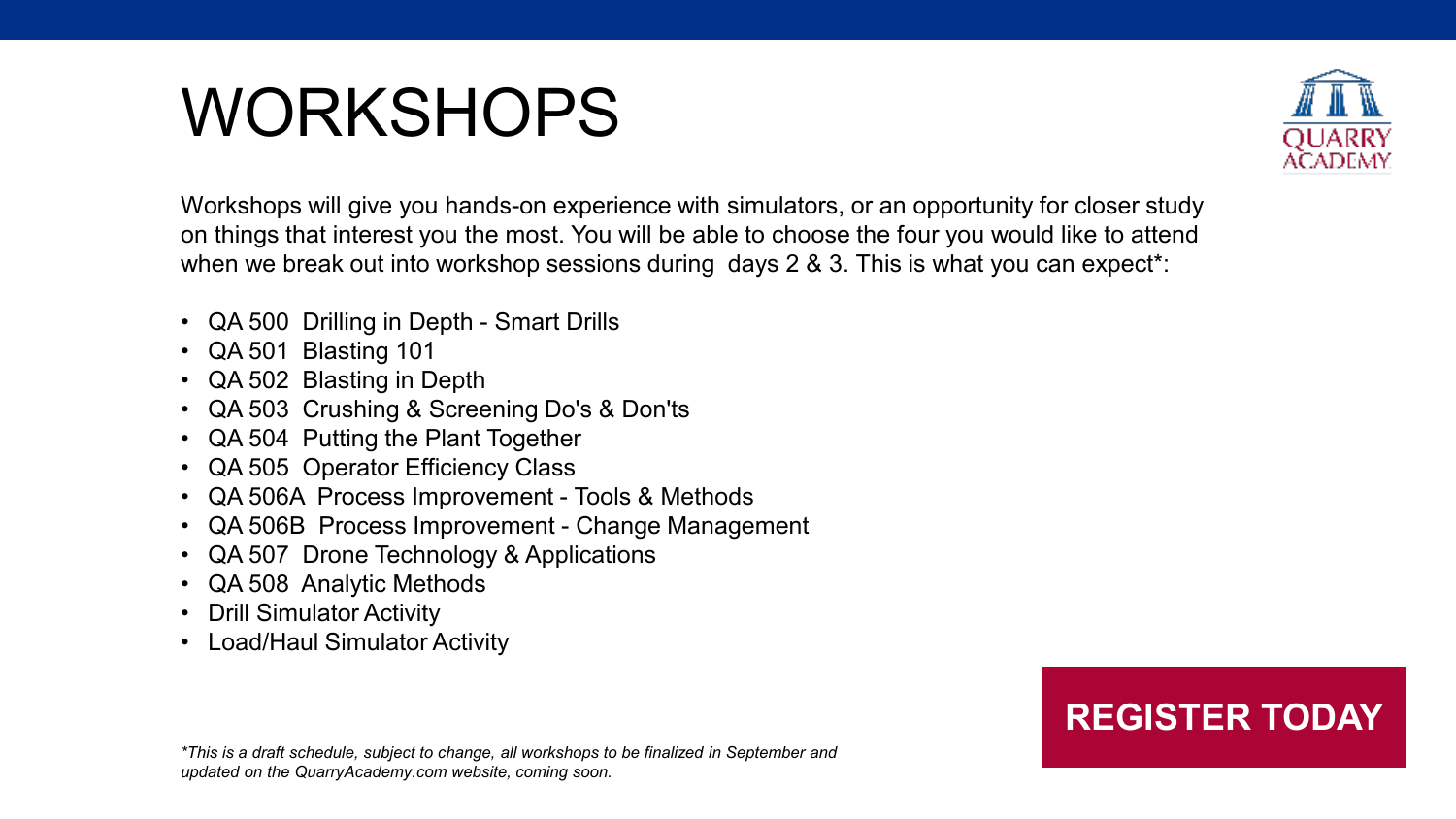# WORKSHOPS

QUARRY ACADEMY

Workshops will give you hands-on experience with simulators, or an opportunity for closer study on things that interest you the most. You will be able to choose the four you would like to attend when we break out into workshop sessions during days 2 & 3. This is what you can expect*:

- QA 500 Drilling in Depth - Smart Drills
- QA 501 Blasting 101
- QA 502 Blasting in Depth
- QA 503 Crushing & Screening Do's & Don'ts
- QA 504 Putting the Plant Together
- QA 505 Operator Efficiency Class
- QA 506A Process Improvement - Tools & Methods
- QA 506B Process Improvement - Change Management
- QA 507 Drone Technology & Applications
- QA 508 Analytic Methods
- Drill Simulator Activity
- Load/Haul Simulator Activity

**REGISTER TODAY**

*\*This is a draft schedule, subject to change, all workshops to be finalized in September and updated on the QuarryAcademy.com website, coming soon.*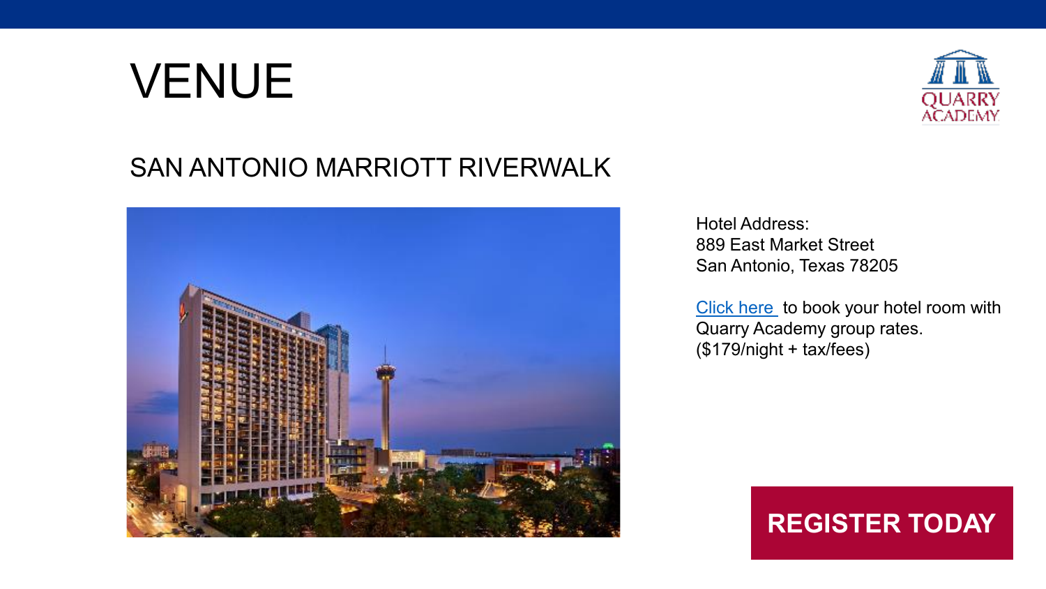# VENUE

QUARRY ACADEMY

## SAN ANTONIO MARRIOTT RIVERWALK

Hotel Address:
889 East Market Street
San Antonio, Texas 78205

Click here to book your hotel room with Quarry Academy group rates. ($179/night + tax/fees)

**REGISTER TODAY**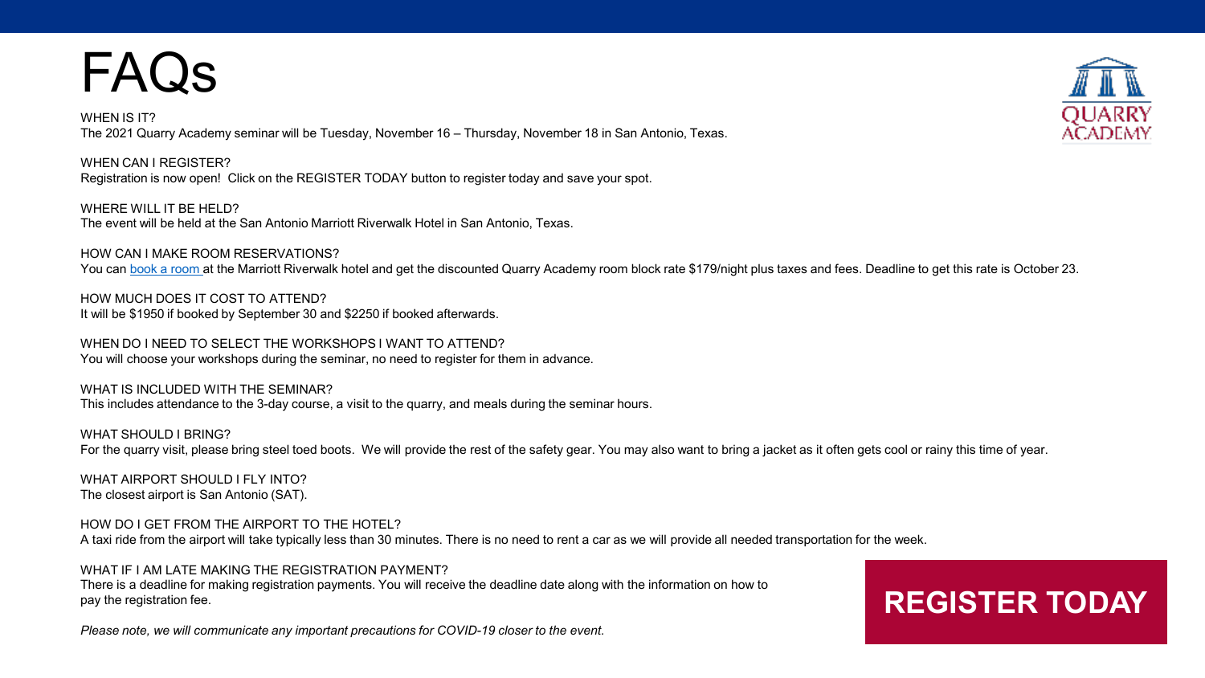# FAQs

QUARRY ACADEMY

WHEN IS IT?
The 2021 Quarry Academy seminar will be Tuesday, November 16 – Thursday, November 18 in San Antonio, Texas.

WHEN CAN I REGISTER?
Registration is now open! Click on the REGISTER TODAY button to register today and save your spot.

WHERE WILL IT BE HELD?
The event will be held at the San Antonio Marriott Riverwalk Hotel in San Antonio, Texas.

HOW CAN I MAKE ROOM RESERVATIONS?
You can book a room at the Marriott Riverwalk hotel and get the discounted Quarry Academy room block rate $179/night plus taxes and fees. Deadline to get this rate is October 23.

HOW MUCH DOES IT COST TO ATTEND?
It will be $1950 if booked by September 30 and $2250 if booked afterwards.

WHEN DO I NEED TO SELECT THE WORKSHOPS I WANT TO ATTEND?
You will choose your workshops during the seminar, no need to register for them in advance.

WHAT IS INCLUDED WITH THE SEMINAR?
This includes attendance to the 3-day course, a visit to the quarry, and meals during the seminar hours.

WHAT SHOULD I BRING?
For the quarry visit, please bring steel toed boots. We will provide the rest of the safety gear. You may also want to bring a jacket as it often gets cool or rainy this time of year.

WHAT AIRPORT SHOULD I FLY INTO?
The closest airport is San Antonio (SAT).

HOW DO I GET FROM THE AIRPORT TO THE HOTEL?
A taxi ride from the airport will take typically less than 30 minutes. There is no need to rent a car as we will provide all needed transportation for the week.

WHAT IF I AM LATE MAKING THE REGISTRATION PAYMENT?
There is a deadline for making registration payments. You will receive the deadline date along with the information on how to pay the registration fee.

*Please note, we will communicate any important precautions for COVID-19 closer to the event.*

**REGISTER TODAY**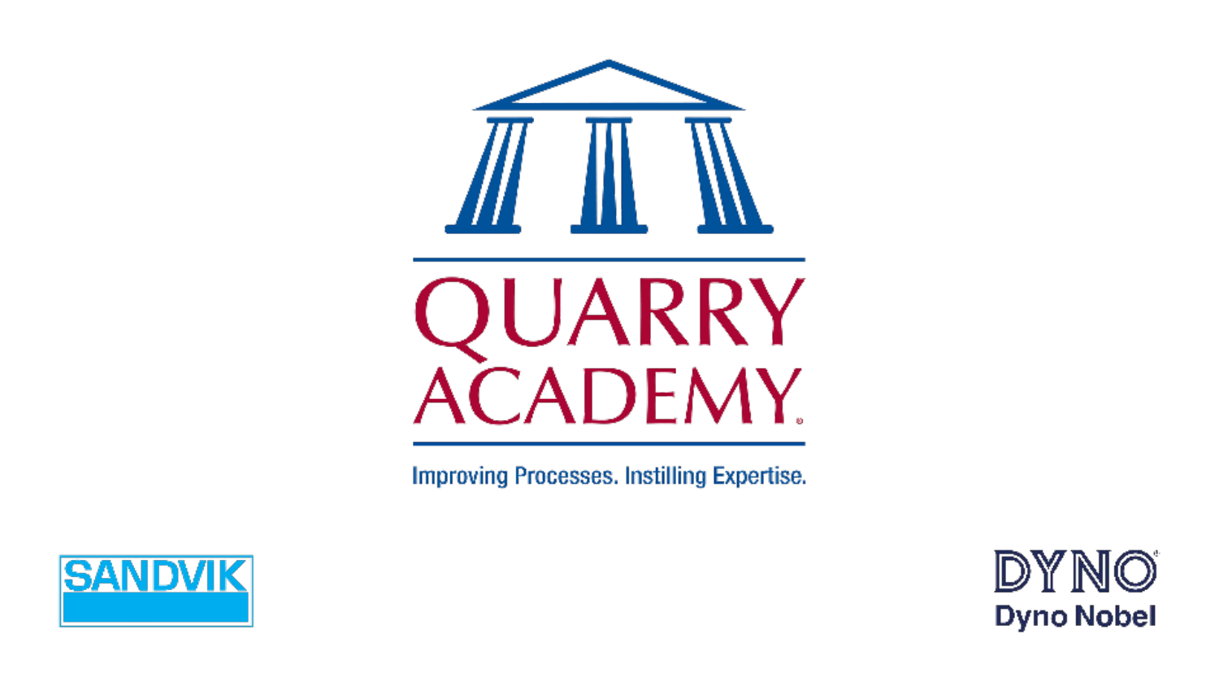# QUARRY ACADEMY®

Improving Processes. Instilling Expertise.

SANDVIK

DYNO

Dyno Nobel